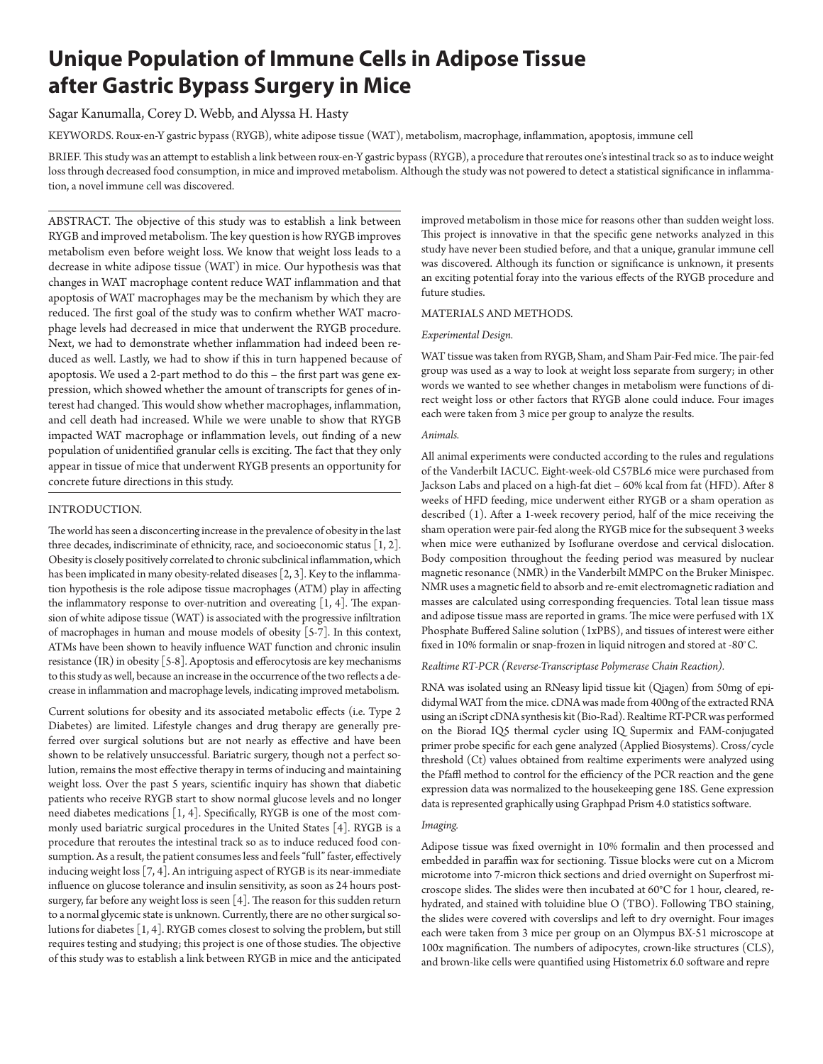# Unique Population of Immune Cells in Adipose Tissue after Gastric Bypass Surgery in Mice

Sagar Kanumalla, Corey D. Webb, and Alyssa H. Hasty

KEYWORDS. Roux-en-Y gastric bypass (RYGB), white adipose tissue (WAT), metabolism, macrophage, inflammation, apoptosis, immune cell

BRIEF. This study was an attempt to establish a link between roux-en-Y gastric bypass (RYGB), a procedure that reroutes one's intestinal track so as to induce weight loss through decreased food consumption, in mice and improved metabolism. Although the study was not powered to detect a statistical significance in inflammation, a novel immune cell was discovered.

ABSTRACT. The objective of this study was to establish a link between RYGB and improved metabolism. The key question is how RYGB improves metabolism even before weight loss. We know that weight loss leads to a decrease in white adipose tissue (WAT) in mice. Our hypothesis was that changes in WAT macrophage content reduce WAT inflammation and that apoptosis of WAT macrophages may be the mechanism by which they are reduced. The first goal of the study was to confirm whether WAT macrophage levels had decreased in mice that underwent the RYGB procedure. Next, we had to demonstrate whether inflammation had indeed been reduced as well. Lastly, we had to show if this in turn happened because of apoptosis. We used a 2-part method to do this – the first part was gene expression, which showed whether the amount of transcripts for genes of interest had changed. This would show whether macrophages, inflammation, and cell death had increased. While we were unable to show that RYGB impacted WAT macrophage or inflammation levels, out finding of a new population of unidentified granular cells is exciting. The fact that they only appear in tissue of mice that underwent RYGB presents an opportunity for concrete future directions in this study.

## INTRODUCTION.

The world has seen a disconcerting increase in the prevalence of obesity in the last three decades, indiscriminate of ethnicity, race, and socioeconomic status [1, 2]. Obesity is closely positively correlated to chronic subclinical inflammation, which has been implicated in many obesity-related diseases [2, 3]. Key to the inflammation hypothesis is the role adipose tissue macrophages (ATM) play in affecting the inflammatory response to over-nutrition and overeating [1, 4]. The expansion of white adipose tissue (WAT) is associated with the progressive infiltration of macrophages in human and mouse models of obesity [5-7]. In this context, ATMs have been shown to heavily influence WAT function and chronic insulin resistance (IR) in obesity [5-8]. Apoptosis and efferocytosis are key mechanisms to this study as well, because an increase in the occurrence of the two reflects a decrease in inflammation and macrophage levels, indicating improved metabolism.

Current solutions for obesity and its associated metabolic effects (i.e. Type 2 Diabetes) are limited. Lifestyle changes and drug therapy are generally preferred over surgical solutions but are not nearly as effective and have been shown to be relatively unsuccessful. Bariatric surgery, though not a perfect solution, remains the most effective therapy in terms of inducing and maintaining weight loss. Over the past 5 years, scientific inquiry has shown that diabetic patients who receive RYGB start to show normal glucose levels and no longer need diabetes medications [1, 4]. Specifically, RYGB is one of the most commonly used bariatric surgical procedures in the United States [4]. RYGB is a procedure that reroutes the intestinal track so as to induce reduced food consumption. As a result, the patient consumes less and feels "full" faster, effectively inducing weight loss [7, 4]. An intriguing aspect of RYGB is its near-immediate influence on glucose tolerance and insulin sensitivity, as soon as 24 hours post-surgery, far before any weight loss is seen [4]. The reason for this sudden return to a normal glycemic state is unknown. Currently, there are no other surgical solutions for diabetes [1, 4]. RYGB comes closest to solving the problem, but still requires testing and studying; this project is one of those studies. The objective of this study was to establish a link between RYGB in mice and the anticipated improved metabolism in those mice for reasons other than sudden weight loss. This project is innovative in that the specific gene networks analyzed in this study have never been studied before, and that a unique, granular immune cell was discovered. Although its function or significance is unknown, it presents an exciting potential foray into the various effects of the RYGB procedure and future studies.

## MATERIALS AND METHODS.

### *Experimental Design.*

WAT tissue was taken from RYGB, Sham, and Sham Pair-Fed mice. The pair-fed group was used as a way to look at weight loss separate from surgery; in other words we wanted to see whether changes in metabolism were functions of direct weight loss or other factors that RYGB alone could induce. Four images each were taken from 3 mice per group to analyze the results.

### *Animals.*

All animal experiments were conducted according to the rules and regulations of the Vanderbilt IACUC. Eight-week-old C57BL6 mice were purchased from Jackson Labs and placed on a high-fat diet – 60% kcal from fat (HFD). After 8 weeks of HFD feeding, mice underwent either RYGB or a sham operation as described (1). After a 1-week recovery period, half of the mice receiving the sham operation were pair-fed along the RYGB mice for the subsequent 3 weeks when mice were euthanized by Isoflurane overdose and cervical dislocation. Body composition throughout the feeding period was measured by nuclear magnetic resonance (NMR) in the Vanderbilt MMPC on the Bruker Minispec. NMR uses a magnetic field to absorb and re-emit electromagnetic radiation and masses are calculated using corresponding frequencies. Total lean tissue mass and adipose tissue mass are reported in grams. The mice were perfused with 1X Phosphate Buffered Saline solution (1xPBS), and tissues of interest were either fixed in 10% formalin or snap-frozen in liquid nitrogen and stored at -80°C.

### *Realtime RT-PCR (Reverse-Transcriptase Polymerase Chain Reaction).*

RNA was isolated using an RNeasy lipid tissue kit (Qiagen) from 50mg of epididymal WAT from the mice. cDNA was made from 400ng of the extracted RNA using an iScript cDNA synthesis kit (Bio-Rad). Realtime RT-PCR was performed on the Biorad IQ5 thermal cycler using IQ Supermix and FAM-conjugated primer probe specific for each gene analyzed (Applied Biosystems). Cross/cycle threshold (Ct) values obtained from realtime experiments were analyzed using the Pfaffl method to control for the efficiency of the PCR reaction and the gene expression data was normalized to the housekeeping gene 18S. Gene expression data is represented graphically using Graphpad Prism 4.0 statistics software.

### *Imaging.*

Adipose tissue was fixed overnight in 10% formalin and then processed and embedded in paraffin wax for sectioning. Tissue blocks were cut on a Microm microtome into 7-micron thick sections and dried overnight on Superfrost microscope slides. The slides were then incubated at 60°C for 1 hour, cleared, rehydrated, and stained with toluidine blue O (TBO). Following TBO staining, the slides were covered with coverslips and left to dry overnight. Four images each were taken from 3 mice per group on an Olympus BX-51 microscope at 100x magnification. The numbers of adipocytes, crown-like structures (CLS), and brown-like cells were quantified using Histometrix 6.0 software and repre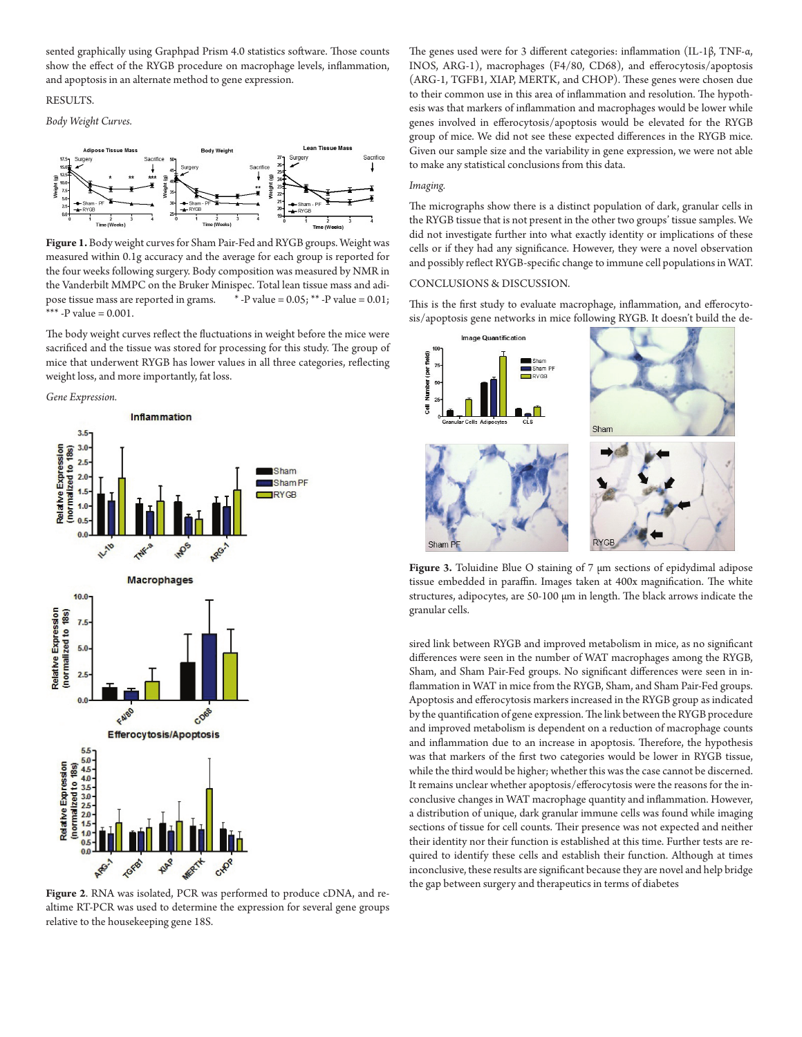sented graphically using Graphpad Prism 4.0 statistics software. Those counts show the effect of the RYGB procedure on macrophage levels, inflammation, and apoptosis in an alternate method to gene expression.

RESULTS.

*Body Weight Curves.*

**Figure 1.** Body weight curves for Sham Pair-Fed and RYGB groups. Weight was measured within 0.1g accuracy and the average for each group is reported for the four weeks following surgery. Body composition was measured by NMR in the Vanderbilt MMPC on the Bruker Minispec. Total lean tissue mass and adipose tissue mass are reported in grams. * -P value = 0.05; ** -P value = 0.01; *** -P value = 0.001.

The body weight curves reflect the fluctuations in weight before the mice were sacrificed and the tissue was stored for processing for this study. The group of mice that underwent RYGB has lower values in all three categories, reflecting weight loss, and more importantly, fat loss.

*Gene Expression.*

**Figure 2.** RNA was isolated, PCR was performed to produce cDNA, and real-time RT-PCR was used to determine the expression for several gene groups relative to the housekeeping gene 18S.

The genes used were for 3 different categories: inflammation (IL-1β, TNF-α, INOS, ARG-1), macrophages (F4/80, CD68), and efferocytosis/apoptosis (ARG-1, TGFB1, XIAP, MERTK, and CHOP). These genes were chosen due to their common use in this area of inflammation and resolution. The hypothesis was that markers of inflammation and macrophages would be lower while genes involved in efferocytosis/apoptosis would be elevated for the RYGB group of mice. We did not see these expected differences in the RYGB mice. Given our sample size and the variability in gene expression, we were not able to make any statistical conclusions from this data.

*Imaging.*

The micrographs show there is a distinct population of dark, granular cells in the RYGB tissue that is not present in the other two groups' tissue samples. We did not investigate further into what exactly identity or implications of these cells or if they had any significance. However, they were a novel observation and possibly reflect RYGB-specific change to immune cell populations in WAT.

CONCLUSIONS & DISCUSSION.

This is the first study to evaluate macrophage, inflammation, and efferocytosis/apoptosis gene networks in mice following RYGB. It doesn't build the desired link between RYGB and improved metabolism in mice, as no significant differences were seen in the number of WAT macrophages among the RYGB, Sham, and Sham Pair-Fed groups. No significant differences were seen in inflammation in WAT in mice from the RYGB, Sham, and Sham Pair-Fed groups. Apoptosis and efferocytosis markers increased in the RYGB group as indicated by the quantification of gene expression. The link between the RYGB procedure and improved metabolism is dependent on a reduction of macrophage counts and inflammation due to an increase in apoptosis. Therefore, the hypothesis was that markers of the first two categories would be lower in RYGB tissue, while the third would be higher; whether this was the case cannot be discerned. It remains unclear whether apoptosis/efferocytosis were the reasons for the inconclusive changes in WAT macrophage quantity and inflammation. However, a distribution of unique, dark granular immune cells was found while imaging sections of tissue for cell counts. Their presence was not expected and neither their identity nor their function is established at this time. Further tests are required to identify these cells and establish their function. Although at times inconclusive, these results are significant because they are novel and help bridge the gap between surgery and therapeutics in terms of diabetes

**Figure 3.** Toluidine Blue O staining of 7 μm sections of epidydmal adipose tissue embedded in paraffin. Images taken at 400x magnification. The white structures, adipocytes, are 50-100 μm in length. The black arrows indicate the granular cells.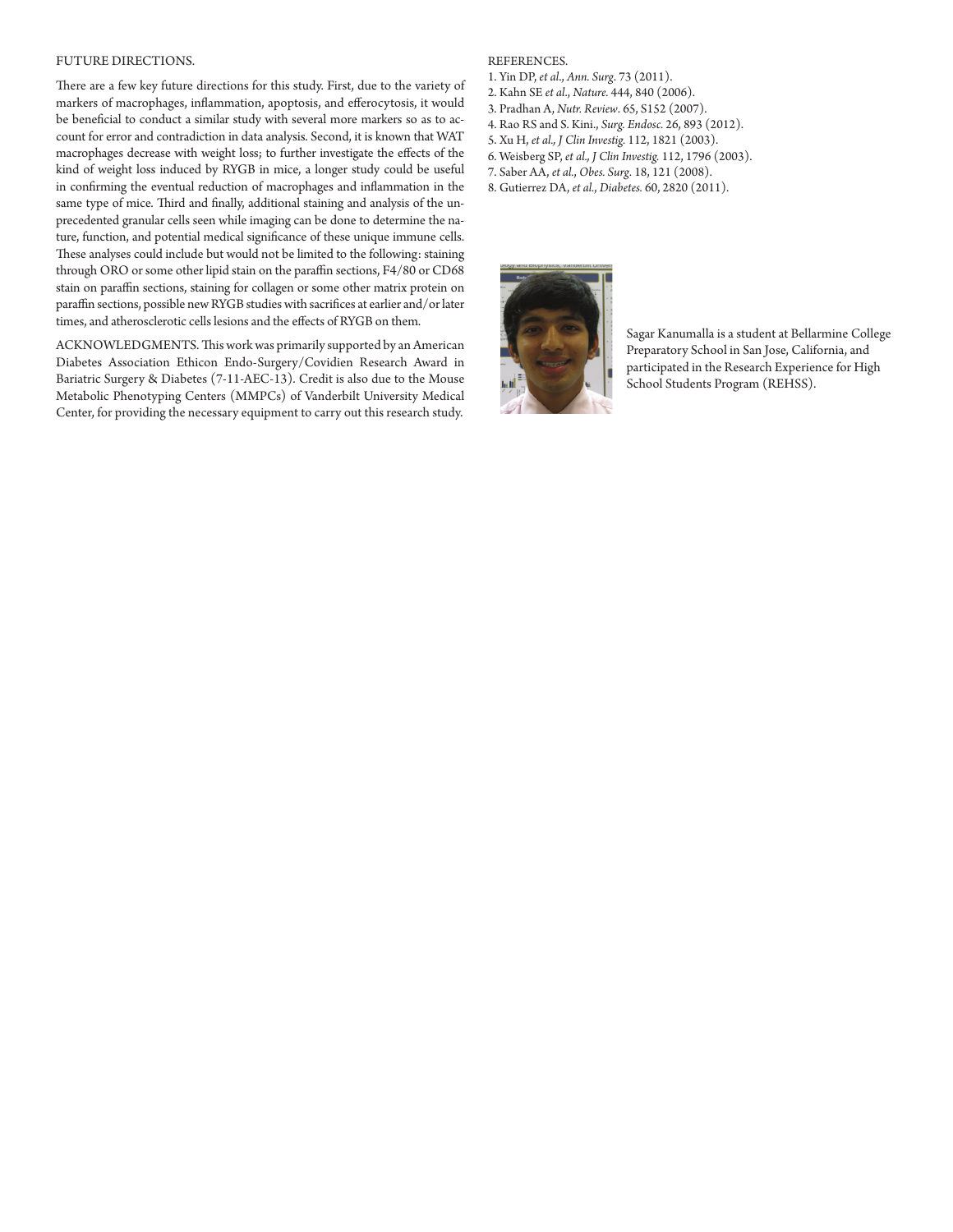## FUTURE DIRECTIONS.

There are a few key future directions for this study. First, due to the variety of markers of macrophages, inflammation, apoptosis, and efferocytosis, it would be beneficial to conduct a similar study with several more markers so as to account for error and contradiction in data analysis. Second, it is known that WAT macrophages decrease with weight loss; to further investigate the effects of the kind of weight loss induced by RYGB in mice, a longer study could be useful in confirming the eventual reduction of macrophages and inflammation in the same type of mice. Third and finally, additional staining and analysis of the unprecedented granular cells seen while imaging can be done to determine the nature, function, and potential medical significance of these unique immune cells. These analyses could include but would not be limited to the following: staining through ORO or some other lipid stain on the paraffin sections, F4/80 or CD68 stain on paraffin sections, staining for collagen or some other matrix protein on paraffin sections, possible new RYGB studies with sacrifices at earlier and/or later times, and atherosclerotic cells lesions and the effects of RYGB on them.

ACKNOWLEDGMENTS. This work was primarily supported by an American Diabetes Association Ethicon Endo-Surgery/Covidien Research Award in Bariatric Surgery & Diabetes (7-11-AEC-13). Credit is also due to the Mouse Metabolic Phenotyping Centers (MMPCs) of Vanderbilt University Medical Center, for providing the necessary equipment to carry out this research study.

## REFERENCES.

1. Yin DP, *et al*., *Ann. Surg*. 73 (2011).
2. Kahn SE *et al*., *Nature*. 444, 840 (2006).
3. Pradhan A, *Nutr. Review*. 65, S152 (2007).
4. Rao RS and S. Kini., *Surg. Endosc.* 26, 893 (2012).
5. Xu H, *et al., J Clin Investig.* 112, 1821 (2003).
6. Weisberg SP, *et al., J Clin Investig.* 112, 1796 (2003).
7. Saber AA, *et al., Obes. Surg.* 18, 121 (2008).
8. Gutierrez DA, *et al., Diabetes.* 60, 2820 (2011).

Sagar Kanumalla is a student at Bellarmine College Preparatory School in San Jose, California, and participated in the Research Experience for High School Students Program (REHSS).